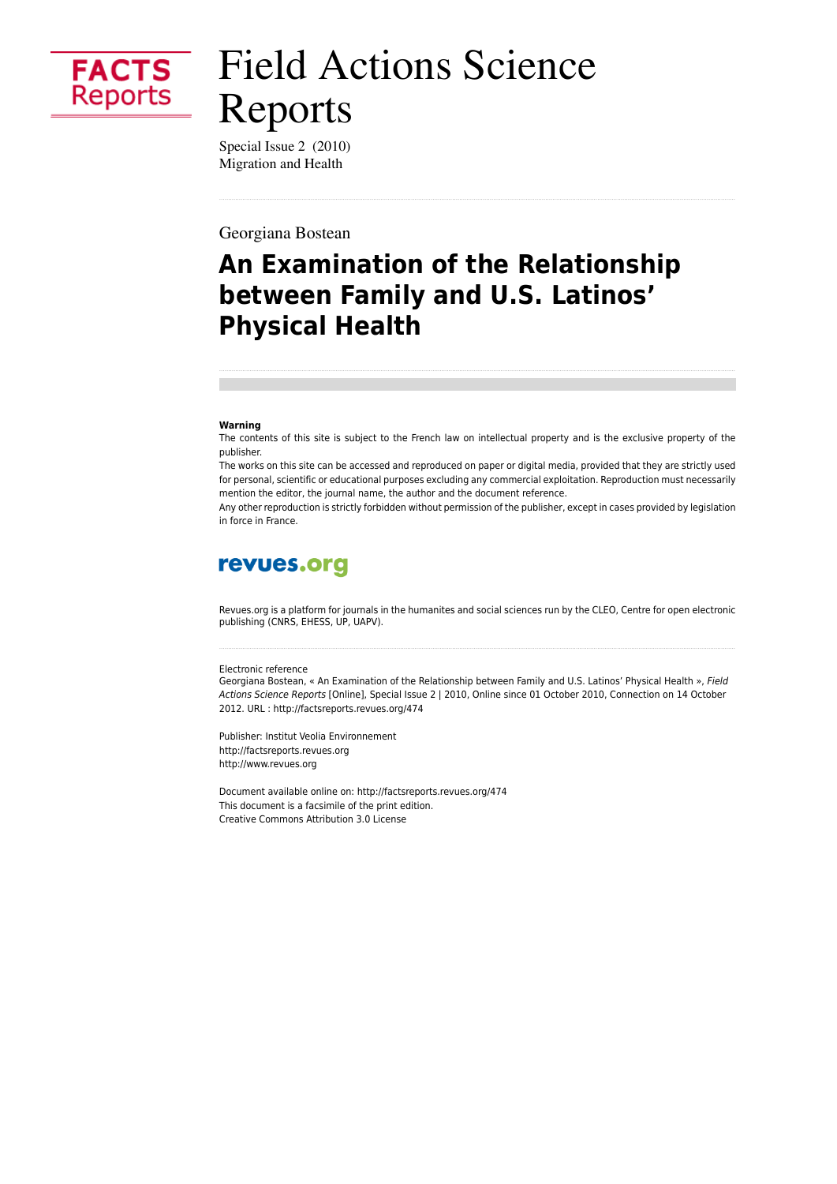FACTS Reports

# Field Actions Science Reports

Special Issue 2 (2010)
Migration and Health

Georgiana Bostean

## An Examination of the Relationship between Family and U.S. Latinos' Physical Health

**Warning**

The contents of this site is subject to the French law on intellectual property and is the exclusive property of the publisher.

The works on this site can be accessed and reproduced on paper or digital media, provided that they are strictly used for personal, scientific or educational purposes excluding any commercial exploitation. Reproduction must necessarily mention the editor, the journal name, the author and the document reference.

Any other reproduction is strictly forbidden without permission of the publisher, except in cases provided by legislation in force in France.

revues.org

Revues.org is a platform for journals in the humanites and social sciences run by the CLEO, Centre for open electronic publishing (CNRS, EHESS, UP, UAPV).

Electronic reference

Georgiana Bostean, « An Examination of the Relationship between Family and U.S. Latinos' Physical Health », *Field Actions Science Reports* [Online], Special Issue 2 | 2010, Online since 01 October 2010, Connection on 14 October 2012. URL : http://factsreports.revues.org/474

Publisher: Institut Veolia Environnement
http://factsreports.revues.org
http://www.revues.org

Document available online on: http://factsreports.revues.org/474
This document is a facsimile of the print edition.
Creative Commons Attribution 3.0 License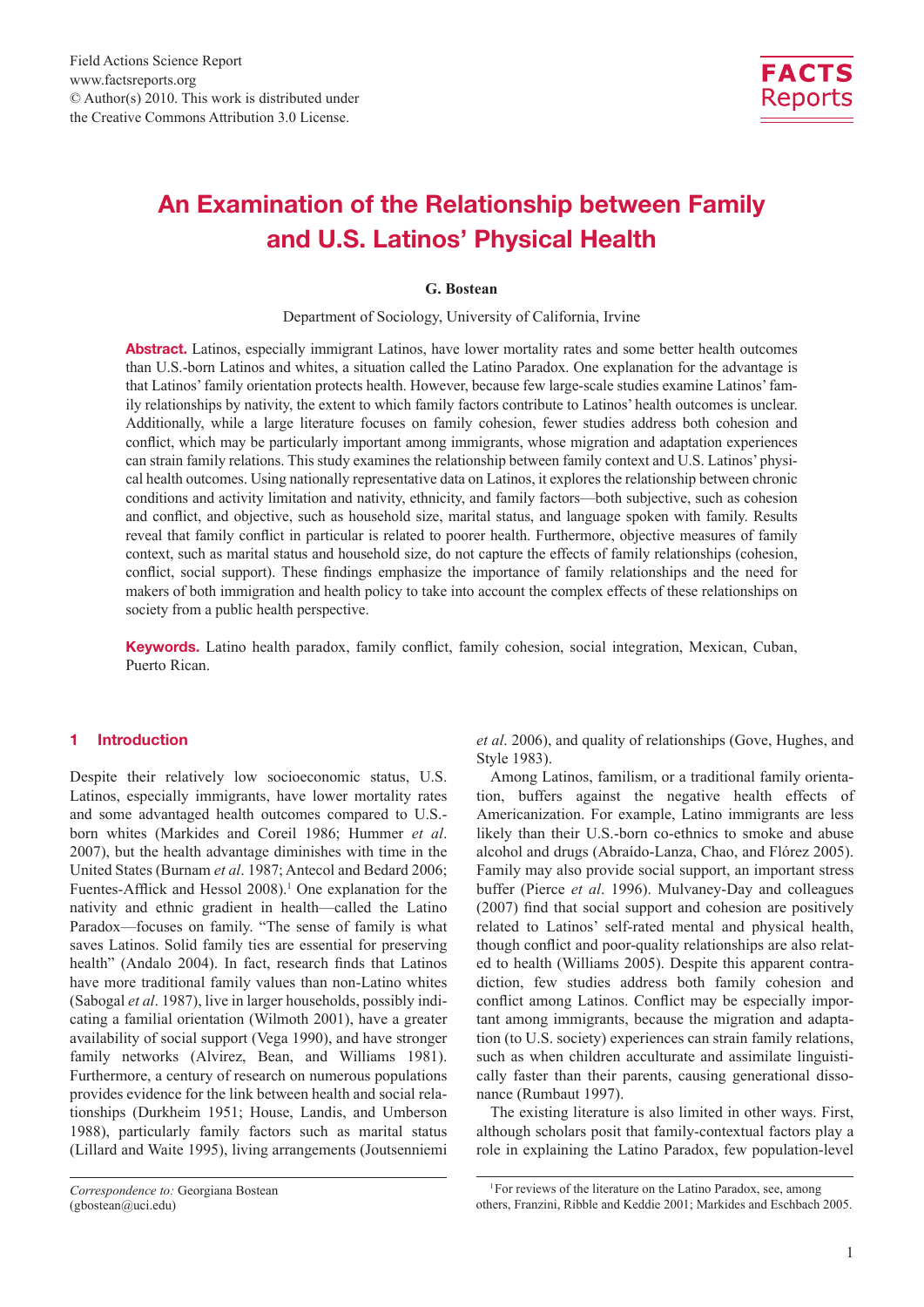# An Examination of the Relationship between Family and U.S. Latinos' Physical Health

**G. Bostean**

Department of Sociology, University of California, Irvine

**Abstract.** Latinos, especially immigrant Latinos, have lower mortality rates and some better health outcomes than U.S.-born Latinos and whites, a situation called the Latino Paradox. One explanation for the advantage is that Latinos' family orientation protects health. However, because few large-scale studies examine Latinos' family relationships by nativity, the extent to which family factors contribute to Latinos' health outcomes is unclear. Additionally, while a large literature focuses on family cohesion, fewer studies address both cohesion and conflict, which may be particularly important among immigrants, whose migration and adaptation experiences can strain family relations. This study examines the relationship between family context and U.S. Latinos' physical health outcomes. Using nationally representative data on Latinos, it explores the relationship between chronic conditions and activity limitation and nativity, ethnicity, and family factors—both subjective, such as cohesion and conflict, and objective, such as household size, marital status, and language spoken with family. Results reveal that family conflict in particular is related to poorer health. Furthermore, objective measures of family context, such as marital status and household size, do not capture the effects of family relationships (cohesion, conflict, social support). These findings emphasize the importance of family relationships and the need for makers of both immigration and health policy to take into account the complex effects of these relationships on society from a public health perspective.

**Keywords.** Latino health paradox, family conflict, family cohesion, social integration, Mexican, Cuban, Puerto Rican.

## 1 Introduction

Despite their relatively low socioeconomic status, U.S. Latinos, especially immigrants, have lower mortality rates and some advantaged health outcomes compared to U.S.-born whites (Markides and Coreil 1986; Hummer *et al*. 2007), but the health advantage diminishes with time in the United States (Burnam *et al*. 1987; Antecol and Bedard 2006; Fuentes-Afflick and Hessol 2008).[1] One explanation for the nativity and ethnic gradient in health—called the Latino Paradox—focuses on family. "The sense of family is what saves Latinos. Solid family ties are essential for preserving health" (Andalo 2004). In fact, research finds that Latinos have more traditional family values than non-Latino whites (Sabogal *et al*. 1987), live in larger households, possibly indicating a familial orientation (Wilmoth 2001), have a greater availability of social support (Vega 1990), and have stronger family networks (Alvirez, Bean, and Williams 1981). Furthermore, a century of research on numerous populations provides evidence for the link between health and social relationships (Durkheim 1951; House, Landis, and Umberson 1988), particularly family factors such as marital status (Lillard and Waite 1995), living arrangements (Joutsenniemi *et al*. 2006), and quality of relationships (Gove, Hughes, and Style 1983).

Among Latinos, familism, or a traditional family orientation, buffers against the negative health effects of Americanization. For example, Latino immigrants are less likely than their U.S.-born co-ethnics to smoke and abuse alcohol and drugs (Abraído-Lanza, Chao, and Flórez 2005). Family may also provide social support, an important stress buffer (Pierce *et al*. 1996). Mulvaney-Day and colleagues (2007) find that social support and cohesion are positively related to Latinos' self-rated mental and physical health, though conflict and poor-quality relationships are also related to health (Williams 2005). Despite this apparent contradiction, few studies address both family cohesion and conflict among Latinos. Conflict may be especially important among immigrants, because the migration and adaptation (to U.S. society) experiences can strain family relations, such as when children acculturate and assimilate linguistically faster than their parents, causing generational dissonance (Rumbaut 1997).

The existing literature is also limited in other ways. First, although scholars posit that family-contextual factors play a role in explaining the Latino Paradox, few population-level

*Correspondence to:* Georgiana Bostean (gbostean@uci.edu)

[1] For reviews of the literature on the Latino Paradox, see, among others, Franzini, Ribble and Keddie 2001; Markides and Eschbach 2005.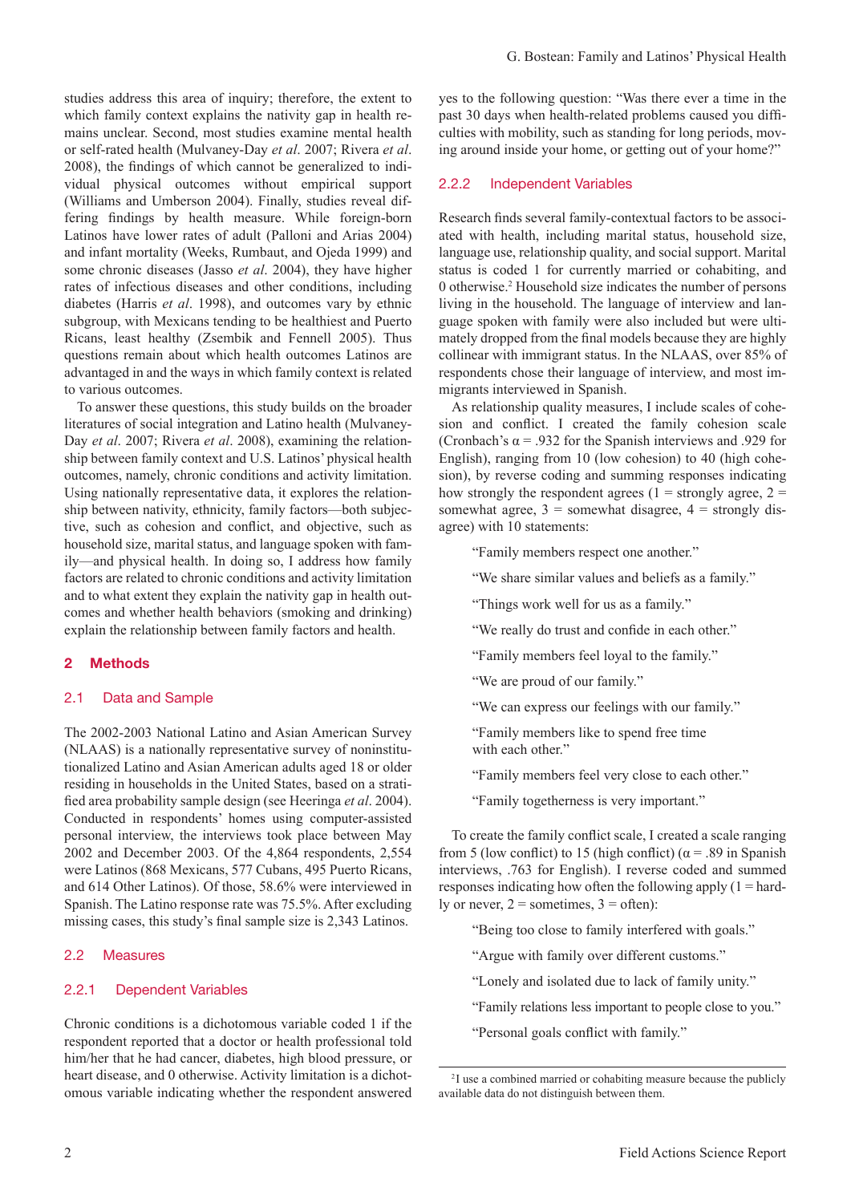studies address this area of inquiry; therefore, the extent to which family context explains the nativity gap in health remains unclear. Second, most studies examine mental health or self-rated health (Mulvaney-Day *et al*. 2007; Rivera *et al*. 2008), the findings of which cannot be generalized to individual physical outcomes without empirical support (Williams and Umberson 2004). Finally, studies reveal differing findings by health measure. While foreign-born Latinos have lower rates of adult (Palloni and Arias 2004) and infant mortality (Weeks, Rumbaut, and Ojeda 1999) and some chronic diseases (Jasso *et al*. 2004), they have higher rates of infectious diseases and other conditions, including diabetes (Harris *et al*. 1998), and outcomes vary by ethnic subgroup, with Mexicans tending to be healthiest and Puerto Ricans, least healthy (Zsembik and Fennell 2005). Thus questions remain about which health outcomes Latinos are advantaged in and the ways in which family context is related to various outcomes.

To answer these questions, this study builds on the broader literatures of social integration and Latino health (Mulvaney-Day *et al*. 2007; Rivera *et al*. 2008), examining the relationship between family context and U.S. Latinos' physical health outcomes, namely, chronic conditions and activity limitation. Using nationally representative data, it explores the relationship between nativity, ethnicity, family factors—both subjective, such as cohesion and conflict, and objective, such as household size, marital status, and language spoken with family—and physical health. In doing so, I address how family factors are related to chronic conditions and activity limitation and to what extent they explain the nativity gap in health outcomes and whether health behaviors (smoking and drinking) explain the relationship between family factors and health.

## 2 Methods

### 2.1 Data and Sample

The 2002-2003 National Latino and Asian American Survey (NLAAS) is a nationally representative survey of noninstitutionalized Latino and Asian American adults aged 18 or older residing in households in the United States, based on a stratified area probability sample design (see Heeringa *et al*. 2004). Conducted in respondents' homes using computer-assisted personal interview, the interviews took place between May 2002 and December 2003. Of the 4,864 respondents, 2,554 were Latinos (868 Mexicans, 577 Cubans, 495 Puerto Ricans, and 614 Other Latinos). Of those, 58.6% were interviewed in Spanish. The Latino response rate was 75.5%. After excluding missing cases, this study's final sample size is 2,343 Latinos.

### 2.2 Measures

#### 2.2.1 Dependent Variables

Chronic conditions is a dichotomous variable coded 1 if the respondent reported that a doctor or health professional told him/her that he had cancer, diabetes, high blood pressure, or heart disease, and 0 otherwise. Activity limitation is a dichotomous variable indicating whether the respondent answered yes to the following question: "Was there ever a time in the past 30 days when health-related problems caused you difficulties with mobility, such as standing for long periods, moving around inside your home, or getting out of your home?"

#### 2.2.2 Independent Variables

Research finds several family-contextual factors to be associated with health, including marital status, household size, language use, relationship quality, and social support. Marital status is coded 1 for currently married or cohabiting, and 0 otherwise.[2] Household size indicates the number of persons living in the household. The language of interview and language spoken with family were also included but were ultimately dropped from the final models because they are highly collinear with immigrant status. In the NLAAS, over 85% of respondents chose their language of interview, and most immigrants interviewed in Spanish.

As relationship quality measures, I include scales of cohesion and conflict. I created the family cohesion scale (Cronbach's $\alpha$ = .932 for the Spanish interviews and .929 for English), ranging from 10 (low cohesion) to 40 (high cohesion), by reverse coding and summing responses indicating how strongly the respondent agrees (1 = strongly agree, 2 = somewhat agree, 3 = somewhat disagree, 4 = strongly disagree) with 10 statements:

> "Family members respect one another."
>
> "We share similar values and beliefs as a family."
>
> "Things work well for us as a family."
>
> "We really do trust and confide in each other."
>
> "Family members feel loyal to the family."
>
> "We are proud of our family."
>
> "We can express our feelings with our family."
>
> "Family members like to spend free time with each other."
>
> "Family members feel very close to each other."
>
> "Family togetherness is very important."

To create the family conflict scale, I created a scale ranging from 5 (low conflict) to 15 (high conflict) ($\alpha$ = .89 in Spanish interviews, .763 for English). I reverse coded and summed responses indicating how often the following apply (1 = hardly or never, 2 = sometimes, 3 = often):

> "Being too close to family interfered with goals."
>
> "Argue with family over different customs."
>
> "Lonely and isolated due to lack of family unity."
>
> "Family relations less important to people close to you."
>
> "Personal goals conflict with family."

[2] I use a combined married or cohabiting measure because the publicly available data do not distinguish between them.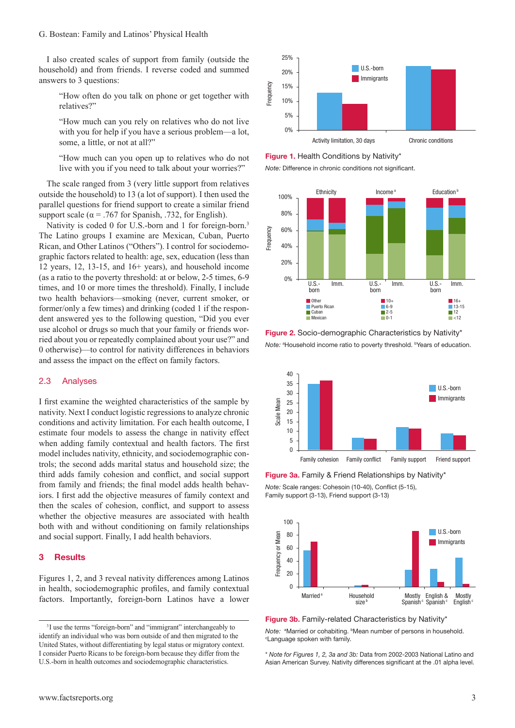I also created scales of support from family (outside the household) and from friends. I reverse coded and summed answers to 3 questions:

> "How often do you talk on phone or get together with relatives?"
>
> "How much can you rely on relatives who do not live with you for help if you have a serious problem—a lot, some, a little, or not at all?"
>
> "How much can you open up to relatives who do not live with you if you need to talk about your worries?"

The scale ranged from 3 (very little support from relatives outside the household) to 13 (a lot of support). I then used the parallel questions for friend support to create a similar friend support scale (α = .767 for Spanish, .732, for English).

Nativity is coded 0 for U.S.-born and 1 for foreign-born.[3] The Latino groups I examine are Mexican, Cuban, Puerto Rican, and Other Latinos ("Others"). I control for sociodemographic factors related to health: age, sex, education (less than 12 years, 12, 13-15, and 16+ years), and household income (as a ratio to the poverty threshold: at or below, 2-5 times, 6-9 times, and 10 or more times the threshold). Finally, I include two health behaviors—smoking (never, current smoker, or former/only a few times) and drinking (coded 1 if the respondent answered yes to the following question, "Did you ever use alcohol or drugs so much that your family or friends worried about you or repeatedly complained about your use?" and 0 otherwise)—to control for nativity differences in behaviors and assess the impact on the effect on family factors.

## 2.3 Analyses

I first examine the weighted characteristics of the sample by nativity. Next I conduct logistic regressions to analyze chronic conditions and activity limitation. For each health outcome, I estimate four models to assess the change in nativity effect when adding family contextual and health factors. The first model includes nativity, ethnicity, and sociodemographic controls; the second adds marital status and household size; the third adds family cohesion and conflict, and social support from family and friends; the final model adds health behaviors. I first add the objective measures of family context and then the scales of cohesion, conflict, and support to assess whether the objective measures are associated with health both with and without conditioning on family relationships and social support. Finally, I add health behaviors.

# 3 Results

Figures 1, 2, and 3 reveal nativity differences among Latinos in health, sociodemographic profiles, and family contextual factors. Importantly, foreign-born Latinos have a lower

[3] I use the terms "foreign-born" and "immigrant" interchangeably to identify an individual who was born outside of and then migrated to the United States, without differentiating by legal status or migratory context. I consider Puerto Ricans to be foreign-born because they differ from the U.S.-born in health outcomes and sociodemographic characteristics.

**Figure 1.** Health Conditions by Nativity*

*Note:* Difference in chronic conditions not significant.

**Figure 2.** Socio-demographic Characteristics by Nativity*

*Note:* [a]Household income ratio to poverty threshold. [b]Years of education.

**Figure 3a.** Family & Friend Relationships by Nativity*

*Note:* Scale ranges: Cohesoin (10-40), Conflict (5-15), Family support (3-13), Friend support (3-13)

**Figure 3b.** Family-related Characteristics by Nativity*

*Note:* [a]Married or cohabiting. [b]Mean number of persons in household. [c]Language spoken with family.

\* *Note for Figures 1, 2, 3a and 3b:* Data from 2002-2003 National Latino and Asian American Survey. Nativity differences significant at the .01 alpha level.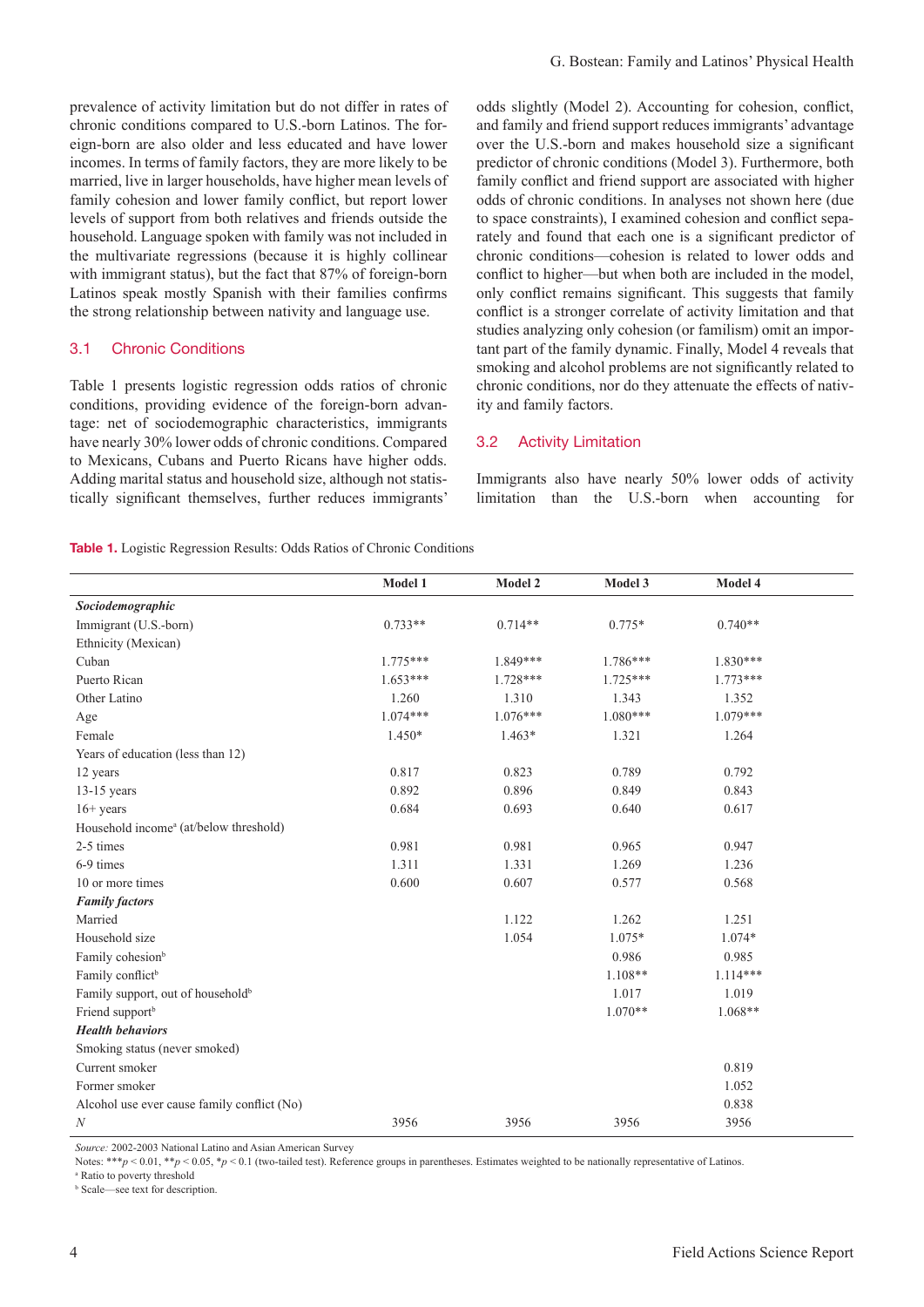prevalence of activity limitation but do not differ in rates of chronic conditions compared to U.S.-born Latinos. The foreign-born are also older and less educated and have lower incomes. In terms of family factors, they are more likely to be married, live in larger households, have higher mean levels of family cohesion and lower family conflict, but report lower levels of support from both relatives and friends outside the household. Language spoken with family was not included in the multivariate regressions (because it is highly collinear with immigrant status), but the fact that 87% of foreign-born Latinos speak mostly Spanish with their families confirms the strong relationship between nativity and language use.

## 3.1 Chronic Conditions

Table 1 presents logistic regression odds ratios of chronic conditions, providing evidence of the foreign-born advantage: net of sociodemographic characteristics, immigrants have nearly 30% lower odds of chronic conditions. Compared to Mexicans, Cubans and Puerto Ricans have higher odds. Adding marital status and household size, although not statistically significant themselves, further reduces immigrants' odds slightly (Model 2). Accounting for cohesion, conflict, and family and friend support reduces immigrants' advantage over the U.S.-born and makes household size a significant predictor of chronic conditions (Model 3). Furthermore, both family conflict and friend support are associated with higher odds of chronic conditions. In analyses not shown here (due to space constraints), I examined cohesion and conflict separately and found that each one is a significant predictor of chronic conditions—cohesion is related to lower odds and conflict to higher—but when both are included in the model, only conflict remains significant. This suggests that family conflict is a stronger correlate of activity limitation and that studies analyzing only cohesion (or familism) omit an important part of the family dynamic. Finally, Model 4 reveals that smoking and alcohol problems are not significantly related to chronic conditions, nor do they attenuate the effects of nativity and family factors.

## 3.2 Activity Limitation

Immigrants also have nearly 50% lower odds of activity limitation than the U.S.-born when accounting for

**Table 1.** Logistic Regression Results: Odds Ratios of Chronic Conditions

| | Model 1 | Model 2 | Model 3 | Model 4 |
|---|---|---|---|---|
| ***Sociodemographic*** | | | | |
| Immigrant (U.S.-born) | 0.733** | 0.714** | 0.775* | 0.740** |
| Ethnicity (Mexican) | | | | |
| Cuban | 1.775*** | 1.849*** | 1.786*** | 1.830*** |
| Puerto Rican | 1.653*** | 1.728*** | 1.725*** | 1.773*** |
| Other Latino | 1.260 | 1.310 | 1.343 | 1.352 |
| Age | 1.074*** | 1.076*** | 1.080*** | 1.079*** |
| Female | 1.450* | 1.463* | 1.321 | 1.264 |
| Years of education (less than 12) | | | | |
| 12 years | 0.817 | 0.823 | 0.789 | 0.792 |
| 13-15 years | 0.892 | 0.896 | 0.849 | 0.843 |
| 16+ years | 0.684 | 0.693 | 0.640 | 0.617 |
| Household income[a] (at/below threshold) | | | | |
| 2-5 times | 0.981 | 0.981 | 0.965 | 0.947 |
| 6-9 times | 1.311 | 1.331 | 1.269 | 1.236 |
| 10 or more times | 0.600 | 0.607 | 0.577 | 0.568 |
| ***Family factors*** | | | | |
| Married | | 1.122 | 1.262 | 1.251 |
| Household size | | 1.054 | 1.075* | 1.074* |
| Family cohesion[b] | | | 0.986 | 0.985 |
| Family conflict[b] | | | 1.108** | 1.114*** |
| Family support, out of household[b] | | | 1.017 | 1.019 |
| Friend support[b] | | | 1.070** | 1.068** |
| ***Health behaviors*** | | | | |
| Smoking status (never smoked) | | | | |
| Current smoker | | | | 0.819 |
| Former smoker | | | | 1.052 |
| Alcohol use ever cause family conflict (No) | | | | 0.838 |
| *N* | 3956 | 3956 | 3956 | 3956 |

*Source:* 2002-2003 National Latino and Asian American Survey

Notes: ***$p < 0.01$, **$p < 0.05$, *$p < 0.1$ (two-tailed test). Reference groups in parentheses. Estimates weighted to be nationally representative of Latinos.

[a] Ratio to poverty threshold

[b] Scale—see text for description.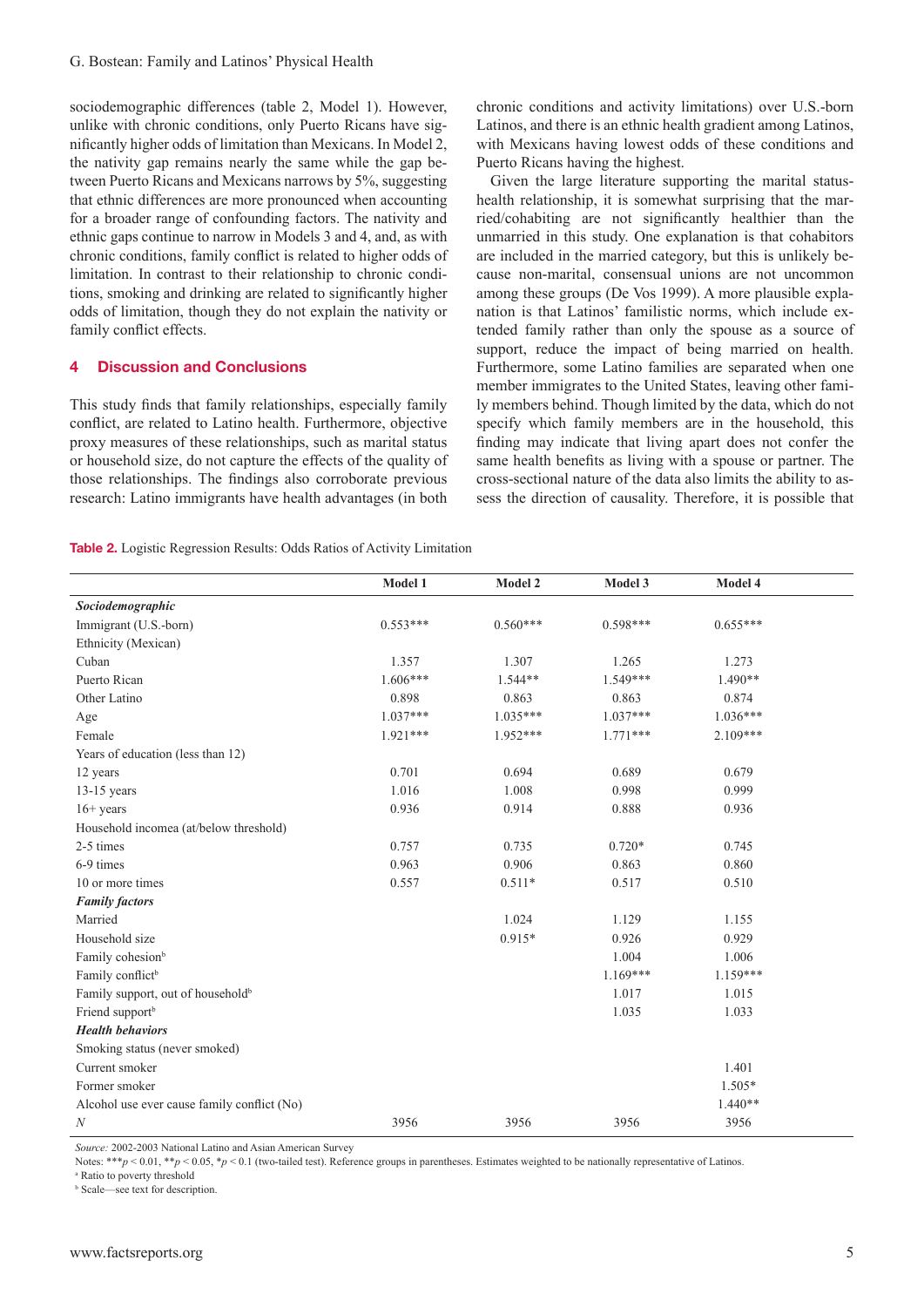sociodemographic differences (table 2, Model 1). However, unlike with chronic conditions, only Puerto Ricans have significantly higher odds of limitation than Mexicans. In Model 2, the nativity gap remains nearly the same while the gap between Puerto Ricans and Mexicans narrows by 5%, suggesting that ethnic differences are more pronounced when accounting for a broader range of confounding factors. The nativity and ethnic gaps continue to narrow in Models 3 and 4, and, as with chronic conditions, family conflict is related to higher odds of limitation. In contrast to their relationship to chronic conditions, smoking and drinking are related to significantly higher odds of limitation, though they do not explain the nativity or family conflict effects.

## 4 Discussion and Conclusions

This study finds that family relationships, especially family conflict, are related to Latino health. Furthermore, objective proxy measures of these relationships, such as marital status or household size, do not capture the effects of the quality of those relationships. The findings also corroborate previous research: Latino immigrants have health advantages (in both chronic conditions and activity limitations) over U.S.-born Latinos, and there is an ethnic health gradient among Latinos, with Mexicans having lowest odds of these conditions and Puerto Ricans having the highest.

Given the large literature supporting the marital status-health relationship, it is somewhat surprising that the married/cohabiting are not significantly healthier than the unmarried in this study. One explanation is that cohabitors are included in the married category, but this is unlikely because non-marital, consensual unions are not uncommon among these groups (De Vos 1999). A more plausible explanation is that Latinos' familistic norms, which include extended family rather than only the spouse as a source of support, reduce the impact of being married on health. Furthermore, some Latino families are separated when one member immigrates to the United States, leaving other family members behind. Though limited by the data, which do not specify which family members are in the household, this finding may indicate that living apart does not confer the same health benefits as living with a spouse or partner. The cross-sectional nature of the data also limits the ability to assess the direction of causality. Therefore, it is possible that

**Table 2.** Logistic Regression Results: Odds Ratios of Activity Limitation

| | Model 1 | Model 2 | Model 3 | Model 4 |
|---|---|---|---|---|
| ***Sociodemographic*** | | | | |
| Immigrant (U.S.-born) | 0.553*** | 0.560*** | 0.598*** | 0.655*** |
| Ethnicity (Mexican) | | | | |
| Cuban | 1.357 | 1.307 | 1.265 | 1.273 |
| Puerto Rican | 1.606*** | 1.544** | 1.549*** | 1.490** |
| Other Latino | 0.898 | 0.863 | 0.863 | 0.874 |
| Age | 1.037*** | 1.035*** | 1.037*** | 1.036*** |
| Female | 1.921*** | 1.952*** | 1.771*** | 2.109*** |
| Years of education (less than 12) | | | | |
| 12 years | 0.701 | 0.694 | 0.689 | 0.679 |
| 13-15 years | 1.016 | 1.008 | 0.998 | 0.999 |
| 16+ years | 0.936 | 0.914 | 0.888 | 0.936 |
| Household incomea (at/below threshold) | | | | |
| 2-5 times | 0.757 | 0.735 | 0.720* | 0.745 |
| 6-9 times | 0.963 | 0.906 | 0.863 | 0.860 |
| 10 or more times | 0.557 | 0.511* | 0.517 | 0.510 |
| ***Family factors*** | | | | |
| Married | | 1.024 | 1.129 | 1.155 |
| Household size | | 0.915* | 0.926 | 0.929 |
| Family cohesion[b] | | | 1.004 | 1.006 |
| Family conflict[b] | | | 1.169*** | 1.159*** |
| Family support, out of household[b] | | | 1.017 | 1.015 |
| Friend support[b] | | | 1.035 | 1.033 |
| ***Health behaviors*** | | | | |
| Smoking status (never smoked) | | | | |
| Current smoker | | | | 1.401 |
| Former smoker | | | | 1.505* |
| Alcohol use ever cause family conflict (No) | | | | 1.440** |
| *N* | 3956 | 3956 | 3956 | 3956 |

*Source:* 2002-2003 National Latino and Asian American Survey

Notes: *** $p < 0.01$, ** $p < 0.05$, * $p < 0.1$ (two-tailed test). Reference groups in parentheses. Estimates weighted to be nationally representative of Latinos.

[a] Ratio to poverty threshold

[b] Scale—see text for description.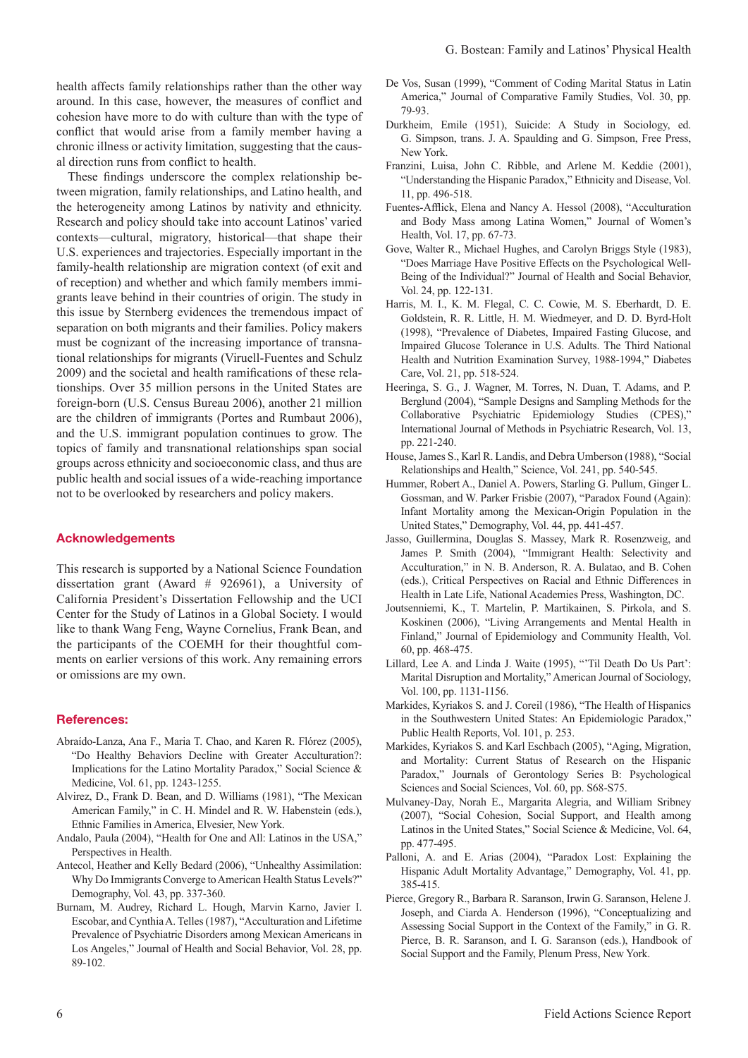health affects family relationships rather than the other way around. In this case, however, the measures of conflict and cohesion have more to do with culture than with the type of conflict that would arise from a family member having a chronic illness or activity limitation, suggesting that the causal direction runs from conflict to health.

These findings underscore the complex relationship between migration, family relationships, and Latino health, and the heterogeneity among Latinos by nativity and ethnicity. Research and policy should take into account Latinos' varied contexts—cultural, migratory, historical—that shape their U.S. experiences and trajectories. Especially important in the family-health relationship are migration context (of exit and of reception) and whether and which family members immigrants leave behind in their countries of origin. The study in this issue by Sternberg evidences the tremendous impact of separation on both migrants and their families. Policy makers must be cognizant of the increasing importance of transnational relationships for migrants (Viruell-Fuentes and Schulz 2009) and the societal and health ramifications of these relationships. Over 35 million persons in the United States are foreign-born (U.S. Census Bureau 2006), another 21 million are the children of immigrants (Portes and Rumbaut 2006), and the U.S. immigrant population continues to grow. The topics of family and transnational relationships span social groups across ethnicity and socioeconomic class, and thus are public health and social issues of a wide-reaching importance not to be overlooked by researchers and policy makers.

## Acknowledgements

This research is supported by a National Science Foundation dissertation grant (Award # 926961), a University of California President's Dissertation Fellowship and the UCI Center for the Study of Latinos in a Global Society. I would like to thank Wang Feng, Wayne Cornelius, Frank Bean, and the participants of the COEMH for their thoughtful comments on earlier versions of this work. Any remaining errors or omissions are my own.

## References:

Abraído-Lanza, Ana F., Maria T. Chao, and Karen R. Flórez (2005), "Do Healthy Behaviors Decline with Greater Acculturation?: Implications for the Latino Mortality Paradox," Social Science & Medicine, Vol. 61, pp. 1243-1255.

Alvirez, D., Frank D. Bean, and D. Williams (1981), "The Mexican American Family," in C. H. Mindel and R. W. Habenstein (eds.), Ethnic Families in America, Elvesier, New York.

Andalo, Paula (2004), "Health for One and All: Latinos in the USA," Perspectives in Health.

Antecol, Heather and Kelly Bedard (2006), "Unhealthy Assimilation: Why Do Immigrants Converge to American Health Status Levels?" Demography, Vol. 43, pp. 337-360.

Burnam, M. Audrey, Richard L. Hough, Marvin Karno, Javier I. Escobar, and Cynthia A. Telles (1987), "Acculturation and Lifetime Prevalence of Psychiatric Disorders among Mexican Americans in Los Angeles," Journal of Health and Social Behavior, Vol. 28, pp. 89-102.

De Vos, Susan (1999), "Comment of Coding Marital Status in Latin America," Journal of Comparative Family Studies, Vol. 30, pp. 79-93.

Durkheim, Emile (1951), Suicide: A Study in Sociology, ed. G. Simpson, trans. J. A. Spaulding and G. Simpson, Free Press, New York.

Franzini, Luisa, John C. Ribble, and Arlene M. Keddie (2001), "Understanding the Hispanic Paradox," Ethnicity and Disease, Vol. 11, pp. 496-518.

Fuentes-Afflick, Elena and Nancy A. Hessol (2008), "Acculturation and Body Mass among Latina Women," Journal of Women's Health, Vol. 17, pp. 67-73.

Gove, Walter R., Michael Hughes, and Carolyn Briggs Style (1983), "Does Marriage Have Positive Effects on the Psychological Well-Being of the Individual?" Journal of Health and Social Behavior, Vol. 24, pp. 122-131.

Harris, M. I., K. M. Flegal, C. C. Cowie, M. S. Eberhardt, D. E. Goldstein, R. R. Little, H. M. Wiedmeyer, and D. D. Byrd-Holt (1998), "Prevalence of Diabetes, Impaired Fasting Glucose, and Impaired Glucose Tolerance in U.S. Adults. The Third National Health and Nutrition Examination Survey, 1988-1994," Diabetes Care, Vol. 21, pp. 518-524.

Heeringa, S. G., J. Wagner, M. Torres, N. Duan, T. Adams, and P. Berglund (2004), "Sample Designs and Sampling Methods for the Collaborative Psychiatric Epidemiology Studies (CPES)," International Journal of Methods in Psychiatric Research, Vol. 13, pp. 221-240.

House, James S., Karl R. Landis, and Debra Umberson (1988), "Social Relationships and Health," Science, Vol. 241, pp. 540-545.

Hummer, Robert A., Daniel A. Powers, Starling G. Pullum, Ginger L. Gossman, and W. Parker Frisbie (2007), "Paradox Found (Again): Infant Mortality among the Mexican-Origin Population in the United States," Demography, Vol. 44, pp. 441-457.

Jasso, Guillermina, Douglas S. Massey, Mark R. Rosenzweig, and James P. Smith (2004), "Immigrant Health: Selectivity and Acculturation," in N. B. Anderson, R. A. Bulatao, and B. Cohen (eds.), Critical Perspectives on Racial and Ethnic Differences in Health in Late Life, National Academies Press, Washington, DC.

Joutsenniemi, K., T. Martelin, P. Martikainen, S. Pirkola, and S. Koskinen (2006), "Living Arrangements and Mental Health in Finland," Journal of Epidemiology and Community Health, Vol. 60, pp. 468-475.

Lillard, Lee A. and Linda J. Waite (1995), "'Til Death Do Us Part': Marital Disruption and Mortality," American Journal of Sociology, Vol. 100, pp. 1131-1156.

Markides, Kyriakos S. and J. Coreil (1986), "The Health of Hispanics in the Southwestern United States: An Epidemiologic Paradox," Public Health Reports, Vol. 101, p. 253.

Markides, Kyriakos S. and Karl Eschbach (2005), "Aging, Migration, and Mortality: Current Status of Research on the Hispanic Paradox," Journals of Gerontology Series B: Psychological Sciences and Social Sciences, Vol. 60, pp. S68-S75.

Mulvaney-Day, Norah E., Margarita Alegria, and William Sribney (2007), "Social Cohesion, Social Support, and Health among Latinos in the United States," Social Science & Medicine, Vol. 64, pp. 477-495.

Palloni, A. and E. Arias (2004), "Paradox Lost: Explaining the Hispanic Adult Mortality Advantage," Demography, Vol. 41, pp. 385-415.

Pierce, Gregory R., Barbara R. Saranson, Irwin G. Saranson, Helene J. Joseph, and Ciarda A. Henderson (1996), "Conceptualizing and Assessing Social Support in the Context of the Family," in G. R. Pierce, B. R. Saranson, and I. G. Saranson (eds.), Handbook of Social Support and the Family, Plenum Press, New York.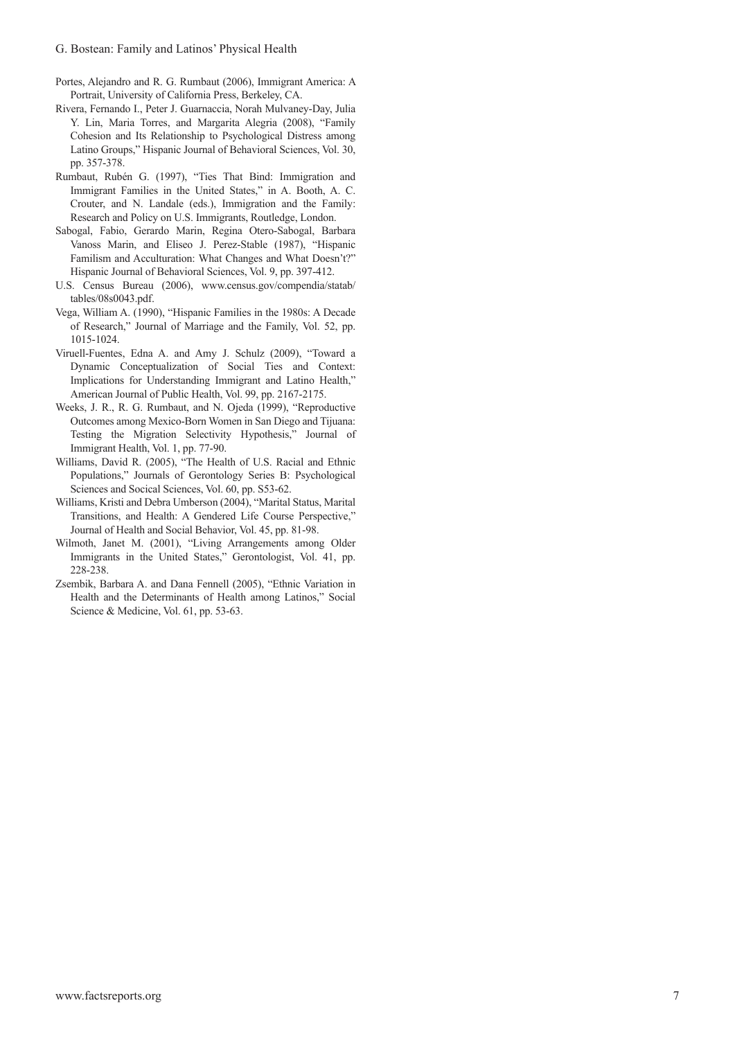Portes, Alejandro and R. G. Rumbaut (2006), Immigrant America: A Portrait, University of California Press, Berkeley, CA.

Rivera, Fernando I., Peter J. Guarnaccia, Norah Mulvaney-Day, Julia Y. Lin, Maria Torres, and Margarita Alegria (2008), "Family Cohesion and Its Relationship to Psychological Distress among Latino Groups," Hispanic Journal of Behavioral Sciences, Vol. 30, pp. 357-378.

Rumbaut, Rubén G. (1997), "Ties That Bind: Immigration and Immigrant Families in the United States," in A. Booth, A. C. Crouter, and N. Landale (eds.), Immigration and the Family: Research and Policy on U.S. Immigrants, Routledge, London.

Sabogal, Fabio, Gerardo Marin, Regina Otero-Sabogal, Barbara Vanoss Marin, and Eliseo J. Perez-Stable (1987), "Hispanic Familism and Acculturation: What Changes and What Doesn't?" Hispanic Journal of Behavioral Sciences, Vol. 9, pp. 397-412.

U.S. Census Bureau (2006), www.census.gov/compendia/statab/tables/08s0043.pdf.

Vega, William A. (1990), "Hispanic Families in the 1980s: A Decade of Research," Journal of Marriage and the Family, Vol. 52, pp. 1015-1024.

Viruell-Fuentes, Edna A. and Amy J. Schulz (2009), "Toward a Dynamic Conceptualization of Social Ties and Context: Implications for Understanding Immigrant and Latino Health," American Journal of Public Health, Vol. 99, pp. 2167-2175.

Weeks, J. R., R. G. Rumbaut, and N. Ojeda (1999), "Reproductive Outcomes among Mexico-Born Women in San Diego and Tijuana: Testing the Migration Selectivity Hypothesis," Journal of Immigrant Health, Vol. 1, pp. 77-90.

Williams, David R. (2005), "The Health of U.S. Racial and Ethnic Populations," Journals of Gerontology Series B: Psychological Sciences and Social Sciences, Vol. 60, pp. S53-62.

Williams, Kristi and Debra Umberson (2004), "Marital Status, Marital Transitions, and Health: A Gendered Life Course Perspective," Journal of Health and Social Behavior, Vol. 45, pp. 81-98.

Wilmoth, Janet M. (2001), "Living Arrangements among Older Immigrants in the United States," Gerontologist, Vol. 41, pp. 228-238.

Zsembik, Barbara A. and Dana Fennell (2005), "Ethnic Variation in Health and the Determinants of Health among Latinos," Social Science & Medicine, Vol. 61, pp. 53-63.